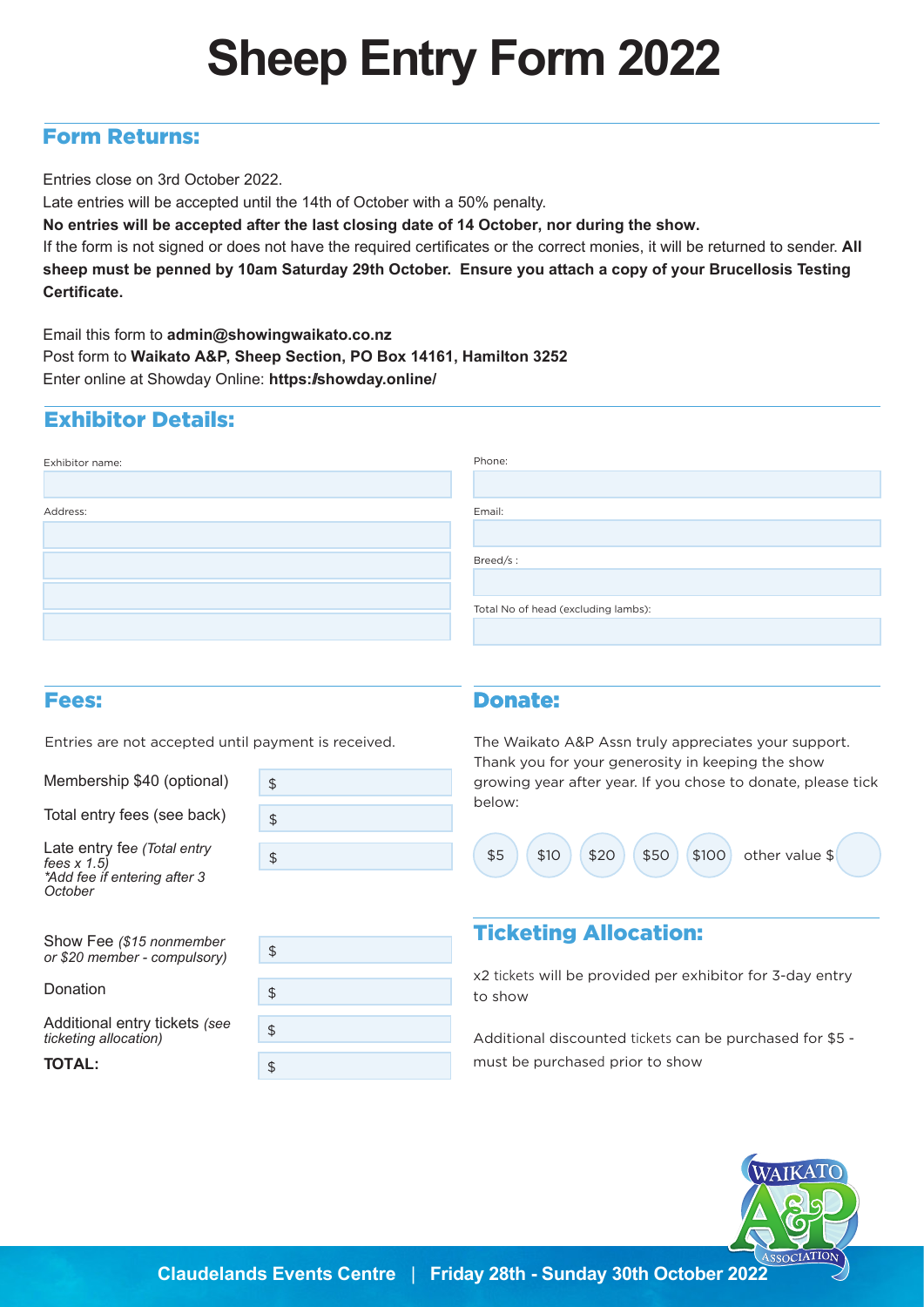# Sheep Entry Form 2022

## Form Returns:

Entries close on 3rd October 2022.

Late entries will be accepted until the 14th of October with a 50% penalty.

**No entries will be accepted after the last closing date of 14 October, nor during the show.**

If the form is not signed or does not have the required certificates or the correct monies, it will be returned to sender. **All sheep must be penned by 10am Saturday 29th October. Ensure you attach a copy of your Brucellosis Testing Certificate.**

Email this form to **admin@showingwaikato.co.nz**

Post form to **Waikato A&P, Sheep Section, PO Box 14161, Hamilton 3252**

Enter online at Showday Online: **https://showday.online/**

## Exhibitor Details:

| | |
|---|---|
| Exhibitor name: | Phone: |
| Address: | Email: |
| | Breed/s : |
| | Total No of head (excluding lambs): |

## Fees:

Entries are not accepted until payment is received.

| | |
|---|---|
| Membership $40 (optional) | $ |
| Total entry fees (see back) | $ |
| Late entry fee *(Total entry fees x 1.5) \*Add fee if entering after 3 October* | $ |
| Show Fee *($15 nonmember or $20 member - compulsory)* | $ |
| Donation | $ |
| Additional entry tickets *(see ticketing allocation)* | $ |
| **TOTAL:** | $ |

## Donate:

The Waikato A&P Assn truly appreciates your support. Thank you for your generosity in keeping the show growing year after year. If you chose to donate, please tick below:

$5 | $10 | $20 | $50 | $100 | other value $

## Ticketing Allocation:

x2 tickets will be provided per exhibitor for 3-day entry to show

Additional discounted tickets can be purchased for $5 - must be purchased prior to show

Claudelands Events Centre | Friday 28th - Sunday 30th October 2022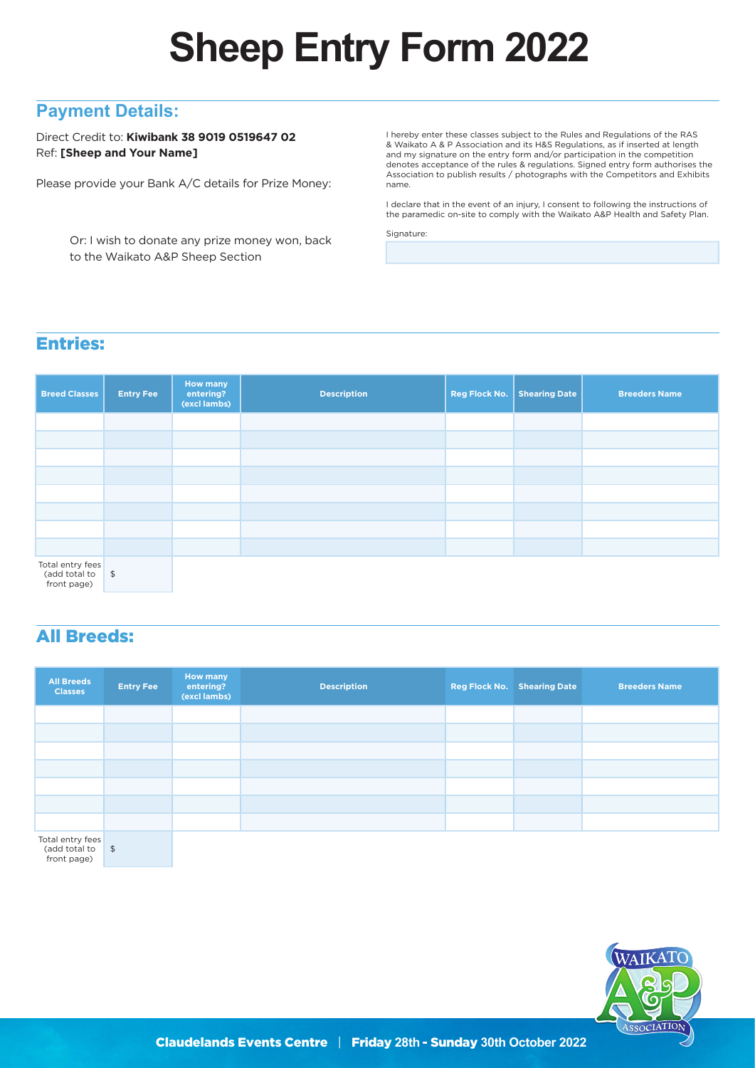# Sheep Entry Form 2022

## Payment Details:

Direct Credit to: **Kiwibank 38 9019 0519647 02**
Ref: **[Sheep and Your Name]**

Please provide your Bank A/C details for Prize Money:

Or: I wish to donate any prize money won, back to the Waikato A&P Sheep Section

I hereby enter these classes subject to the Rules and Regulations of the RAS & Waikato A & P Association and its H&S Regulations, as if inserted at length and my signature on the entry form and/or participation in the competition denotes acceptance of the rules & regulations. Signed entry form authorises the Association to publish results / photographs with the Competitors and Exhibits name.

I declare that in the event of an injury, I consent to following the instructions of the paramedic on-site to comply with the Waikato A&P Health and Safety Plan.

Signature:

## Entries:

| Breed Classes | Entry Fee | How many entering? (excl lambs) | Description | Reg Flock No. | Shearing Date | Breeders Name |
|---|---|---|---|---|---|---|
| | | | | | | |
| | | | | | | |
| | | | | | | |
| | | | | | | |
| | | | | | | |
| | | | | | | |
| | | | | | | |
| | | | | | | |
| Total entry fees (add total to front page) | $ | | | | | |

## All Breeds:

| All Breeds Classes | Entry Fee | How many entering? (excl lambs) | Description | Reg Flock No. | Shearing Date | Breeders Name |
|---|---|---|---|---|---|---|
| | | | | | | |
| | | | | | | |
| | | | | | | |
| | | | | | | |
| | | | | | | |
| | | | | | | |
| | | | | | | |
| Total entry fees (add total to front page) | $ | | | | | |

**Claudelands Events Centre** | **Friday** 28th - **Sunday** 30th October 2022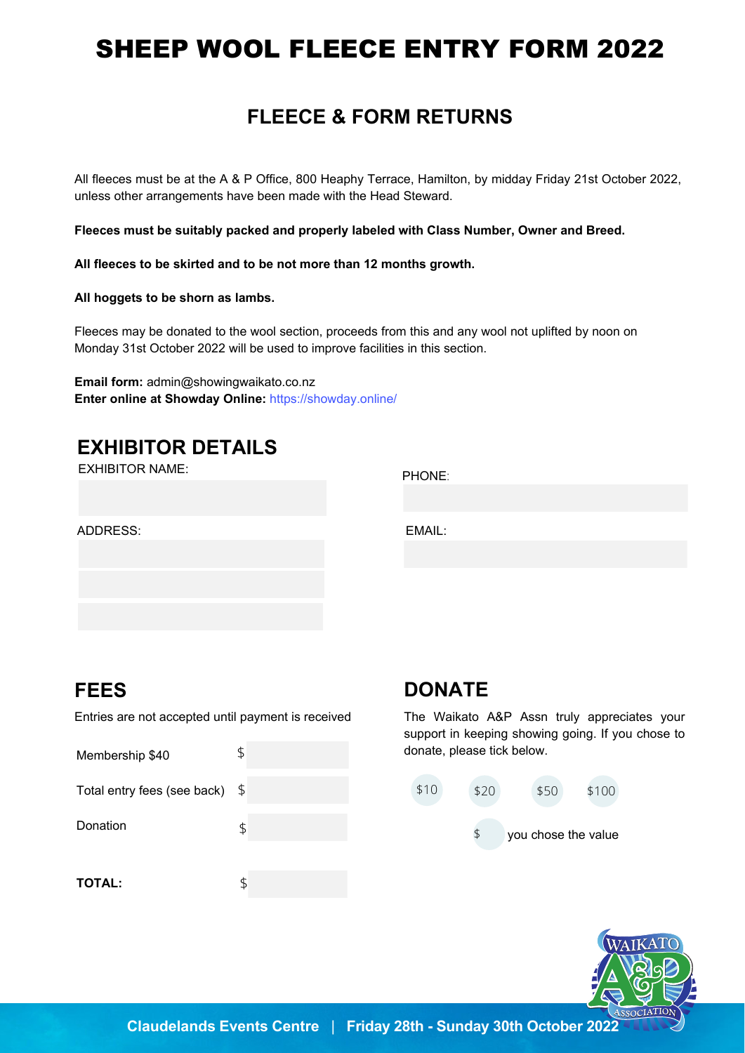# SHEEP WOOL FLEECE ENTRY FORM 2022

## FLEECE & FORM RETURNS

All fleeces must be at the A & P Office, 800 Heaphy Terrace, Hamilton, by midday Friday 21st October 2022, unless other arrangements have been made with the Head Steward.

**Fleeces must be suitably packed and properly labeled with Class Number, Owner and Breed.**

**All fleeces to be skirted and to be not more than 12 months growth.**

**All hoggets to be shorn as lambs.**

Fleeces may be donated to the wool section, proceeds from this and any wool not uplifted by noon on Monday 31st October 2022 will be used to improve facilities in this section.

**Email form:** admin@showingwaikato.co.nz
**Enter online at Showday Online:** https://showday.online/

## EXHIBITOR DETAILS

EXHIBITOR NAME:

PHONE:

ADDRESS:

EMAIL:

## FEES

Entries are not accepted until payment is received

| | |
|---|---|
| Membership $40 | $ |
| Total entry fees (see back) | $ |
| Donation | $ |
| **TOTAL:** | $ |

## DONATE

The Waikato A&P Assn truly appreciates your support in keeping showing going. If you chose to donate, please tick below.

$10 $20 $50 $100

$ you chose the value

Claudelands Events Centre | Friday 28th - Sunday 30th October 2022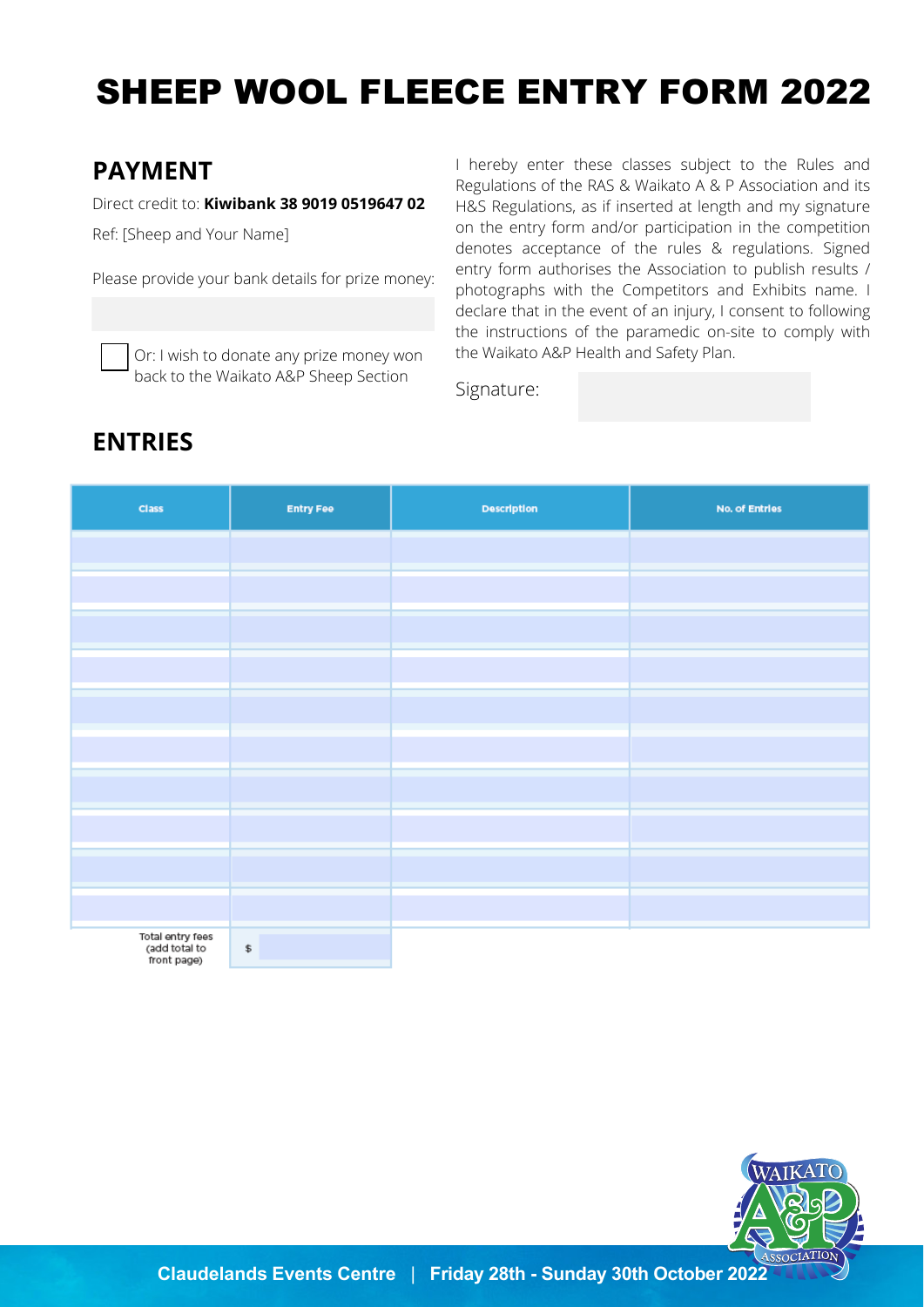# SHEEP WOOL FLEECE ENTRY FORM 2022

## PAYMENT

Direct credit to: **Kiwibank 38 9019 0519647 02**

Ref: [Sheep and Your Name]

Please provide your bank details for prize money:

☐ Or: I wish to donate any prize money won back to the Waikato A&P Sheep Section

I hereby enter these classes subject to the Rules and Regulations of the RAS & Waikato A & P Association and its H&S Regulations, as if inserted at length and my signature on the entry form and/or participation in the competition denotes acceptance of the rules & regulations. Signed entry form authorises the Association to publish results / photographs with the Competitors and Exhibits name. I declare that in the event of an injury, I consent to following the instructions of the paramedic on-site to comply with the Waikato A&P Health and Safety Plan.

Signature:

## ENTRIES

| Class | Entry Fee | Description | No. of Entries |
|---|---|---|---|
| | | | |
| | | | |
| | | | |
| | | | |
| | | | |
| | | | |
| | | | |
| | | | |
| | | | |
| | | | |
| Total entry fees (add total to front page) | $ | | |

Claudelands Events Centre | Friday 28th - Sunday 30th October 2022